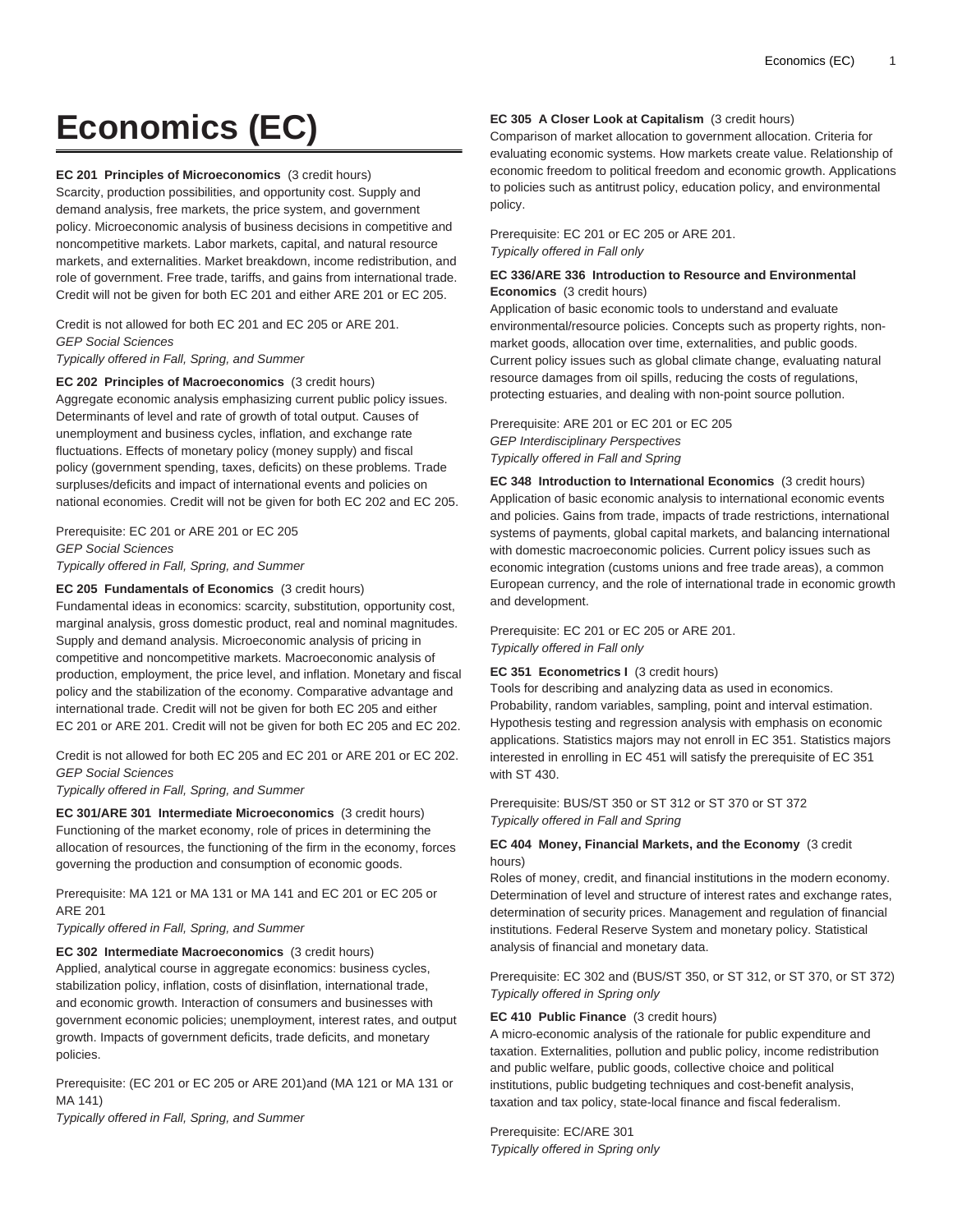# Economics (EC)

**EC 201 Principles of Microeconomics** (3 credit hours)
Scarcity, production possibilities, and opportunity cost. Supply and demand analysis, free markets, the price system, and government policy. Microeconomic analysis of business decisions in competitive and noncompetitive markets. Labor markets, capital, and natural resource markets, and externalities. Market breakdown, income redistribution, and role of government. Free trade, tariffs, and gains from international trade. Credit will not be given for both EC 201 and either ARE 201 or EC 205.

Credit is not allowed for both EC 201 and EC 205 or ARE 201.
*GEP Social Sciences*
*Typically offered in Fall, Spring, and Summer*

**EC 202 Principles of Macroeconomics** (3 credit hours)
Aggregate economic analysis emphasizing current public policy issues. Determinants of level and rate of growth of total output. Causes of unemployment and business cycles, inflation, and exchange rate fluctuations. Effects of monetary policy (money supply) and fiscal policy (government spending, taxes, deficits) on these problems. Trade surpluses/deficits and impact of international events and policies on national economies. Credit will not be given for both EC 202 and EC 205.

Prerequisite: EC 201 or ARE 201 or EC 205
*GEP Social Sciences*
*Typically offered in Fall, Spring, and Summer*

**EC 205 Fundamentals of Economics** (3 credit hours)
Fundamental ideas in economics: scarcity, substitution, opportunity cost, marginal analysis, gross domestic product, real and nominal magnitudes. Supply and demand analysis. Microeconomic analysis of pricing in competitive and noncompetitive markets. Macroeconomic analysis of production, employment, the price level, and inflation. Monetary and fiscal policy and the stabilization of the economy. Comparative advantage and international trade. Credit will not be given for both EC 205 and either EC 201 or ARE 201. Credit will not be given for both EC 205 and EC 202.

Credit is not allowed for both EC 205 and EC 201 or ARE 201 or EC 202.
*GEP Social Sciences*
*Typically offered in Fall, Spring, and Summer*

**EC 301/ARE 301 Intermediate Microeconomics** (3 credit hours)
Functioning of the market economy, role of prices in determining the allocation of resources, the functioning of the firm in the economy, forces governing the production and consumption of economic goods.

Prerequisite: MA 121 or MA 131 or MA 141 and EC 201 or EC 205 or ARE 201
*Typically offered in Fall, Spring, and Summer*

**EC 302 Intermediate Macroeconomics** (3 credit hours)
Applied, analytical course in aggregate economics: business cycles, stabilization policy, inflation, costs of disinflation, international trade, and economic growth. Interaction of consumers and businesses with government economic policies; unemployment, interest rates, and output growth. Impacts of government deficits, trade deficits, and monetary policies.

Prerequisite: (EC 201 or EC 205 or ARE 201)and (MA 121 or MA 131 or MA 141)
*Typically offered in Fall, Spring, and Summer*

**EC 305 A Closer Look at Capitalism** (3 credit hours)
Comparison of market allocation to government allocation. Criteria for evaluating economic systems. How markets create value. Relationship of economic freedom to political freedom and economic growth. Applications to policies such as antitrust policy, education policy, and environmental policy.

Prerequisite: EC 201 or EC 205 or ARE 201.
*Typically offered in Fall only*

**EC 336/ARE 336 Introduction to Resource and Environmental Economics** (3 credit hours)
Application of basic economic tools to understand and evaluate environmental/resource policies. Concepts such as property rights, non-market goods, allocation over time, externalities, and public goods. Current policy issues such as global climate change, evaluating natural resource damages from oil spills, reducing the costs of regulations, protecting estuaries, and dealing with non-point source pollution.

Prerequisite: ARE 201 or EC 201 or EC 205
*GEP Interdisciplinary Perspectives*
*Typically offered in Fall and Spring*

**EC 348 Introduction to International Economics** (3 credit hours)
Application of basic economic analysis to international economic events and policies. Gains from trade, impacts of trade restrictions, international systems of payments, global capital markets, and balancing international with domestic macroeconomic policies. Current policy issues such as economic integration (customs unions and free trade areas), a common European currency, and the role of international trade in economic growth and development.

Prerequisite: EC 201 or EC 205 or ARE 201.
*Typically offered in Fall only*

**EC 351 Econometrics I** (3 credit hours)
Tools for describing and analyzing data as used in economics. Probability, random variables, sampling, point and interval estimation. Hypothesis testing and regression analysis with emphasis on economic applications. Statistics majors may not enroll in EC 351. Statistics majors interested in enrolling in EC 451 will satisfy the prerequisite of EC 351 with ST 430.

Prerequisite: BUS/ST 350 or ST 312 or ST 370 or ST 372
*Typically offered in Fall and Spring*

**EC 404 Money, Financial Markets, and the Economy** (3 credit hours)
Roles of money, credit, and financial institutions in the modern economy. Determination of level and structure of interest rates and exchange rates, determination of security prices. Management and regulation of financial institutions. Federal Reserve System and monetary policy. Statistical analysis of financial and monetary data.

Prerequisite: EC 302 and (BUS/ST 350, or ST 312, or ST 370, or ST 372)
*Typically offered in Spring only*

**EC 410 Public Finance** (3 credit hours)
A micro-economic analysis of the rationale for public expenditure and taxation. Externalities, pollution and public policy, income redistribution and public welfare, public goods, collective choice and political institutions, public budgeting techniques and cost-benefit analysis, taxation and tax policy, state-local finance and fiscal federalism.

Prerequisite: EC/ARE 301
*Typically offered in Spring only*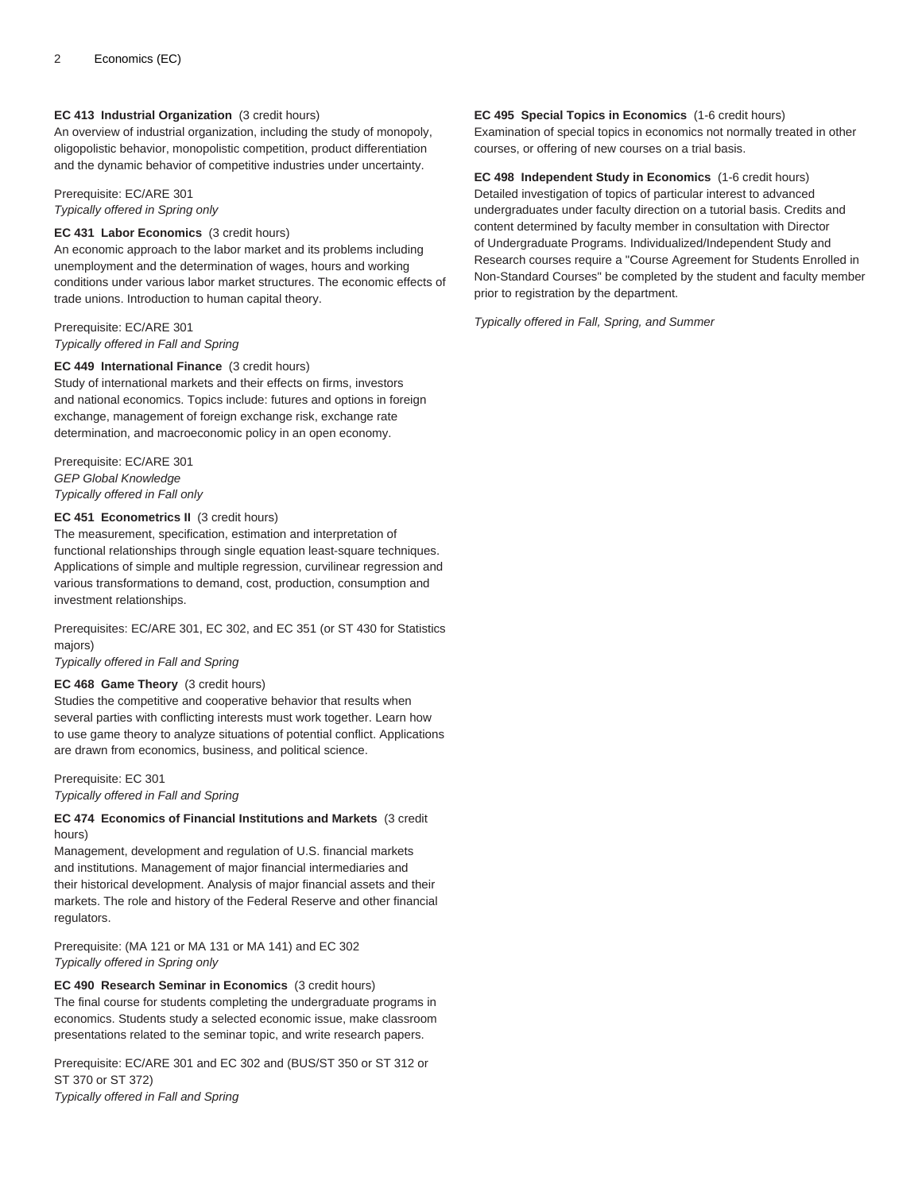**EC 413 Industrial Organization** (3 credit hours)
An overview of industrial organization, including the study of monopoly, oligopolistic behavior, monopolistic competition, product differentiation and the dynamic behavior of competitive industries under uncertainty.

Prerequisite: EC/ARE 301
*Typically offered in Spring only*

**EC 431 Labor Economics** (3 credit hours)
An economic approach to the labor market and its problems including unemployment and the determination of wages, hours and working conditions under various labor market structures. The economic effects of trade unions. Introduction to human capital theory.

Prerequisite: EC/ARE 301
*Typically offered in Fall and Spring*

**EC 449 International Finance** (3 credit hours)
Study of international markets and their effects on firms, investors and national economics. Topics include: futures and options in foreign exchange, management of foreign exchange risk, exchange rate determination, and macroeconomic policy in an open economy.

Prerequisite: EC/ARE 301
*GEP Global Knowledge*
*Typically offered in Fall only*

**EC 451 Econometrics II** (3 credit hours)
The measurement, specification, estimation and interpretation of functional relationships through single equation least-square techniques. Applications of simple and multiple regression, curvilinear regression and various transformations to demand, cost, production, consumption and investment relationships.

Prerequisites: EC/ARE 301, EC 302, and EC 351 (or ST 430 for Statistics majors)
*Typically offered in Fall and Spring*

**EC 468 Game Theory** (3 credit hours)
Studies the competitive and cooperative behavior that results when several parties with conflicting interests must work together. Learn how to use game theory to analyze situations of potential conflict. Applications are drawn from economics, business, and political science.

Prerequisite: EC 301
*Typically offered in Fall and Spring*

**EC 474 Economics of Financial Institutions and Markets** (3 credit hours)
Management, development and regulation of U.S. financial markets and institutions. Management of major financial intermediaries and their historical development. Analysis of major financial assets and their markets. The role and history of the Federal Reserve and other financial regulators.

Prerequisite: (MA 121 or MA 131 or MA 141) and EC 302
*Typically offered in Spring only*

**EC 490 Research Seminar in Economics** (3 credit hours)
The final course for students completing the undergraduate programs in economics. Students study a selected economic issue, make classroom presentations related to the seminar topic, and write research papers.

Prerequisite: EC/ARE 301 and EC 302 and (BUS/ST 350 or ST 312 or ST 370 or ST 372)
*Typically offered in Fall and Spring*

**EC 495 Special Topics in Economics** (1-6 credit hours)
Examination of special topics in economics not normally treated in other courses, or offering of new courses on a trial basis.

**EC 498 Independent Study in Economics** (1-6 credit hours)
Detailed investigation of topics of particular interest to advanced undergraduates under faculty direction on a tutorial basis. Credits and content determined by faculty member in consultation with Director of Undergraduate Programs. Individualized/Independent Study and Research courses require a "Course Agreement for Students Enrolled in Non-Standard Courses" be completed by the student and faculty member prior to registration by the department.

*Typically offered in Fall, Spring, and Summer*